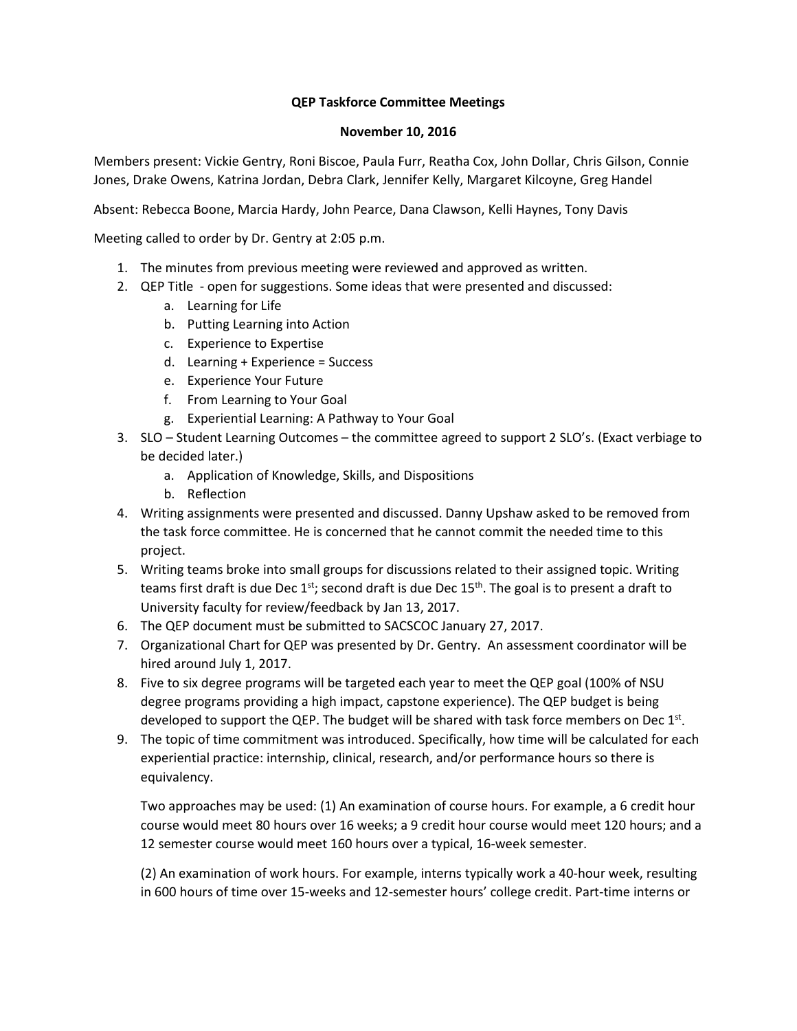**QEP Taskforce Committee Meetings**

**November 10, 2016**

Members present: Vickie Gentry, Roni Biscoe, Paula Furr, Reatha Cox, John Dollar, Chris Gilson, Connie Jones, Drake Owens, Katrina Jordan, Debra Clark, Jennifer Kelly, Margaret Kilcoyne, Greg Handel

Absent: Rebecca Boone, Marcia Hardy, John Pearce, Dana Clawson, Kelli Haynes, Tony Davis

Meeting called to order by Dr. Gentry at 2:05 p.m.

1. The minutes from previous meeting were reviewed and approved as written.
2. QEP Title - open for suggestions. Some ideas that were presented and discussed:
    a. Learning for Life
    b. Putting Learning into Action
    c. Experience to Expertise
    d. Learning + Experience = Success
    e. Experience Your Future
    f. From Learning to Your Goal
    g. Experiential Learning: A Pathway to Your Goal
3. SLO – Student Learning Outcomes – the committee agreed to support 2 SLO's. (Exact verbiage to be decided later.)
    a. Application of Knowledge, Skills, and Dispositions
    b. Reflection
4. Writing assignments were presented and discussed. Danny Upshaw asked to be removed from the task force committee. He is concerned that he cannot commit the needed time to this project.
5. Writing teams broke into small groups for discussions related to their assigned topic. Writing teams first draft is due Dec 1st; second draft is due Dec 15th. The goal is to present a draft to University faculty for review/feedback by Jan 13, 2017.
6. The QEP document must be submitted to SACSCOC January 27, 2017.
7. Organizational Chart for QEP was presented by Dr. Gentry. An assessment coordinator will be hired around July 1, 2017.
8. Five to six degree programs will be targeted each year to meet the QEP goal (100% of NSU degree programs providing a high impact, capstone experience). The QEP budget is being developed to support the QEP. The budget will be shared with task force members on Dec 1st.
9. The topic of time commitment was introduced. Specifically, how time will be calculated for each experiential practice: internship, clinical, research, and/or performance hours so there is equivalency.

    Two approaches may be used: (1) An examination of course hours. For example, a 6 credit hour course would meet 80 hours over 16 weeks; a 9 credit hour course would meet 120 hours; and a 12 semester course would meet 160 hours over a typical, 16-week semester.

    (2) An examination of work hours. For example, interns typically work a 40-hour week, resulting in 600 hours of time over 15-weeks and 12-semester hours' college credit. Part-time interns or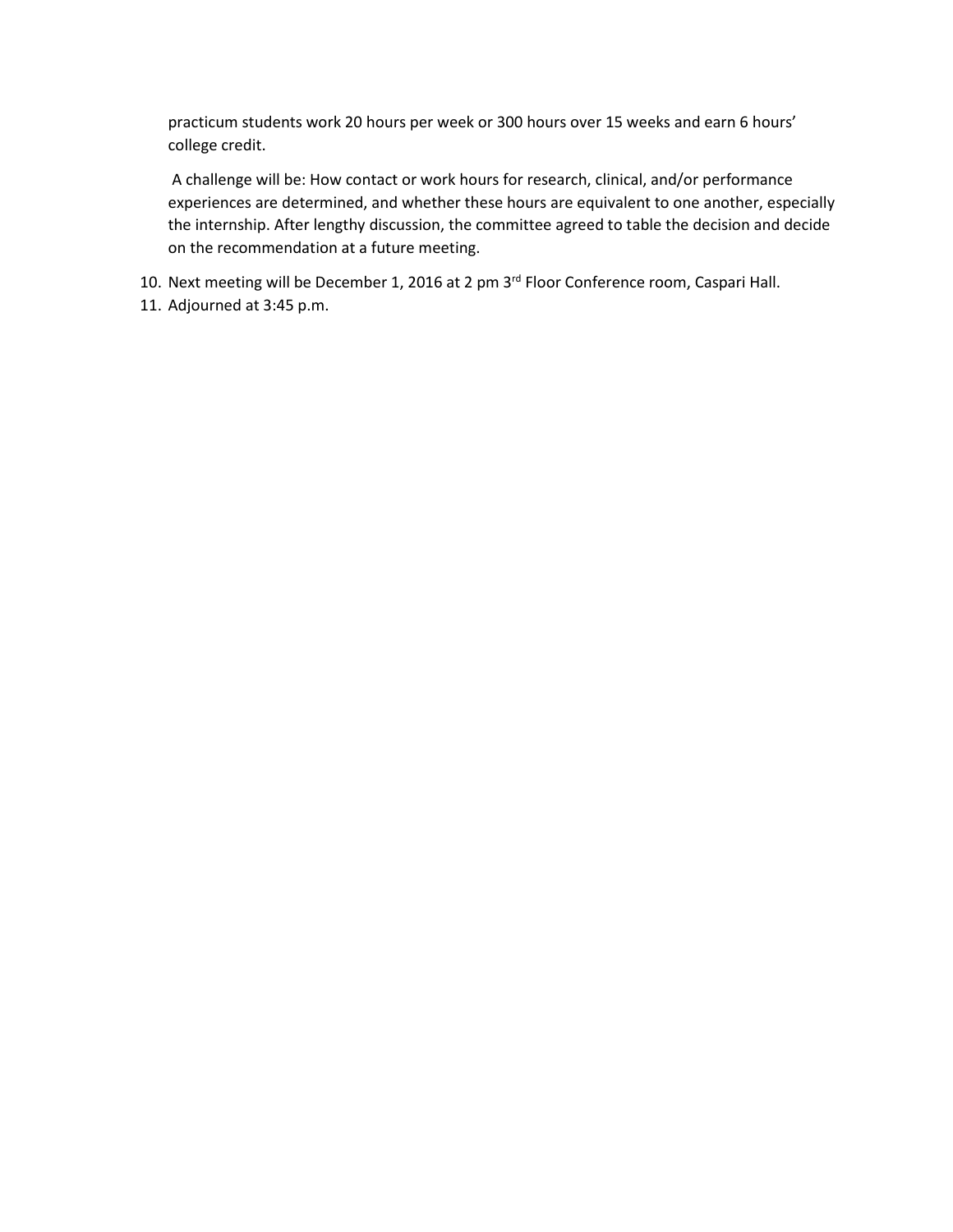practicum students work 20 hours per week or 300 hours over 15 weeks and earn 6 hours' college credit.

A challenge will be: How contact or work hours for research, clinical, and/or performance experiences are determined, and whether these hours are equivalent to one another, especially the internship. After lengthy discussion, the committee agreed to table the decision and decide on the recommendation at a future meeting.

10. Next meeting will be December 1, 2016 at 2 pm 3rd Floor Conference room, Caspari Hall.
11. Adjourned at 3:45 p.m.